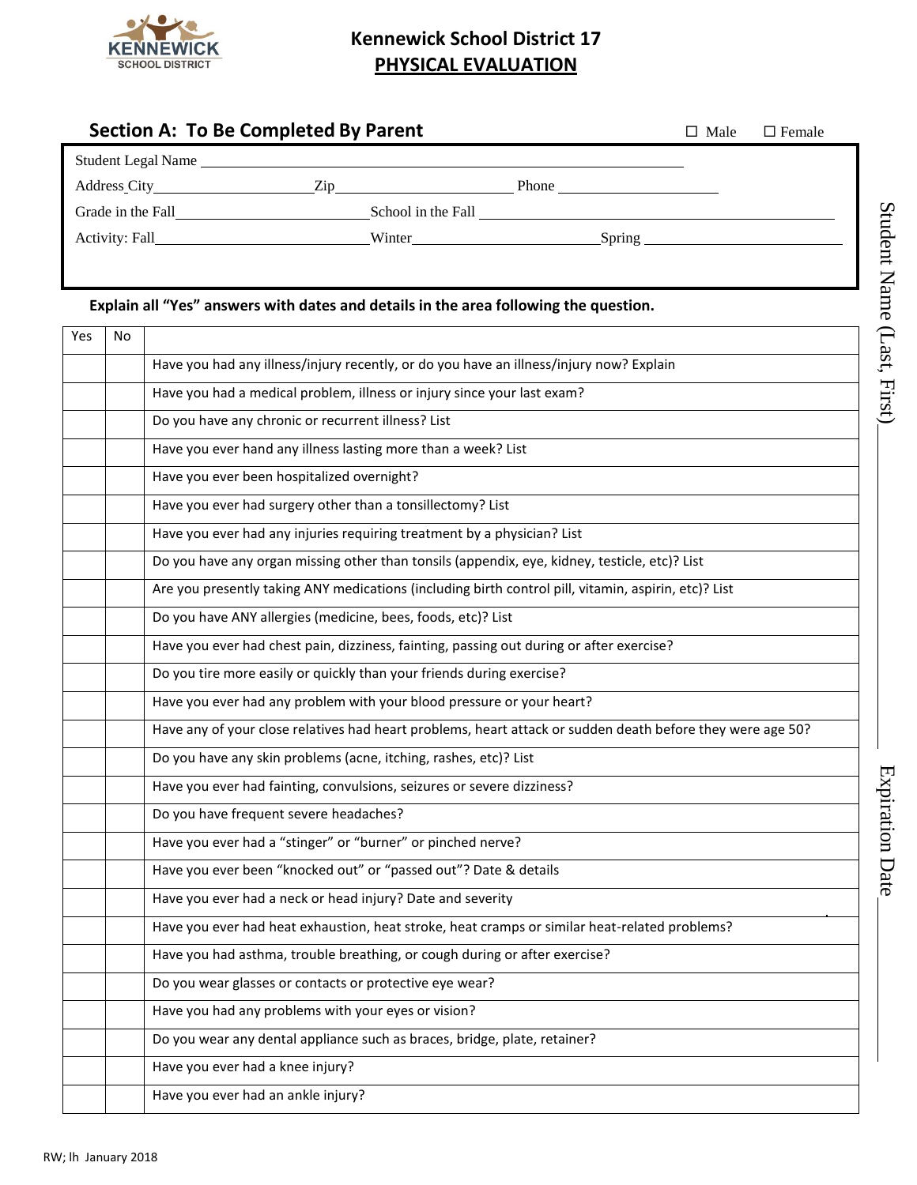# Kennewick School District 17

## PHYSICAL EVALUATION

### Section A: To Be Completed By Parent

☐ Male ☐ Female

Student Legal Name ______________________________

Address City ____________ Zip ____________ Phone ____________

Grade in the Fall ____________ School in the Fall ____________

Activity: Fall ____________ Winter ____________ Spring ____________

**Explain all "Yes" answers with dates and details in the area following the question.**

| Yes | No | |
|---|---|---|
| | | Have you had any illness/injury recently, or do you have an illness/injury now? Explain |
| | | Have you had a medical problem, illness or injury since your last exam? |
| | | Do you have any chronic or recurrent illness? List |
| | | Have you ever hand any illness lasting more than a week? List |
| | | Have you ever been hospitalized overnight? |
| | | Have you ever had surgery other than a tonsillectomy? List |
| | | Have you ever had any injuries requiring treatment by a physician? List |
| | | Do you have any organ missing other than tonsils (appendix, eye, kidney, testicle, etc)? List |
| | | Are you presently taking ANY medications (including birth control pill, vitamin, aspirin, etc)? List |
| | | Do you have ANY allergies (medicine, bees, foods, etc)? List |
| | | Have you ever had chest pain, dizziness, fainting, passing out during or after exercise? |
| | | Do you tire more easily or quickly than your friends during exercise? |
| | | Have you ever had any problem with your blood pressure or your heart? |
| | | Have any of your close relatives had heart problems, heart attack or sudden death before they were age 50? |
| | | Do you have any skin problems (acne, itching, rashes, etc)? List |
| | | Have you ever had fainting, convulsions, seizures or severe dizziness? |
| | | Do you have frequent severe headaches? |
| | | Have you ever had a "stinger" or "burner" or pinched nerve? |
| | | Have you ever been "knocked out" or "passed out"? Date & details |
| | | Have you ever had a neck or head injury? Date and severity |
| | | Have you ever had heat exhaustion, heat stroke, heat cramps or similar heat-related problems? |
| | | Have you had asthma, trouble breathing, or cough during or after exercise? |
| | | Do you wear glasses or contacts or protective eye wear? |
| | | Have you had any problems with your eyes or vision? |
| | | Do you wear any dental appliance such as braces, bridge, plate, retainer? |
| | | Have you ever had a knee injury? |
| | | Have you ever had an ankle injury? |

Student Name (Last, First) ____________

Expiration Date ____________

RW; lh January 2018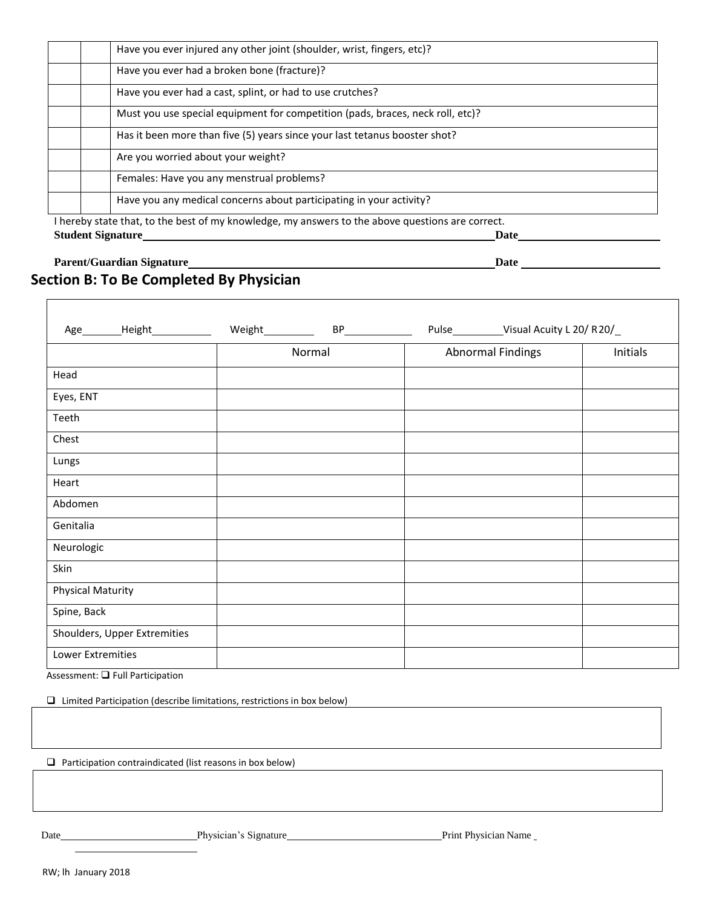| | | |
|---|---|---|
| | | Have you ever injured any other joint (shoulder, wrist, fingers, etc)? |
| | | Have you ever had a broken bone (fracture)? |
| | | Have you ever had a cast, splint, or had to use crutches? |
| | | Must you use special equipment for competition (pads, braces, neck roll, etc)? |
| | | Has it been more than five (5) years since your last tetanus booster shot? |
| | | Are you worried about your weight? |
| | | Females: Have you any menstrual problems? |
| | | Have you any medical concerns about participating in your activity? |

I hereby state that, to the best of my knowledge, my answers to the above questions are correct.

**Student Signature**\_\_\_\_\_\_\_\_\_\_\_\_\_\_\_\_\_\_\_\_\_\_\_\_\_\_\_\_\_\_\_\_\_\_\_\_\_\_\_\_\_\_\_\_\_\_\_\_\_\_\_\_\_\_ **Date**\_\_\_\_\_\_\_\_\_\_\_\_\_\_\_\_\_\_\_\_

**Parent/Guardian Signature**\_\_\_\_\_\_\_\_\_\_\_\_\_\_\_\_\_\_\_\_\_\_\_\_\_\_\_\_\_\_\_\_\_\_\_\_\_\_\_\_\_\_\_\_\_\_\_\_ **Date** \_\_\_\_\_\_\_\_\_\_\_\_\_\_\_\_\_\_\_\_

## Section B: To Be Completed By Physician

Age\_\_\_\_\_\_ Height\_\_\_\_\_\_\_\_\_\_ Weight\_\_\_\_\_\_\_\_\_ BP\_\_\_\_\_\_\_\_\_\_\_ Pulse\_\_\_\_\_\_\_\_\_ Visual Acuity L 20/ R 20/\_

| | Normal | Abnormal Findings | Initials |
|---|---|---|---|
| Head | | | |
| Eyes, ENT | | | |
| Teeth | | | |
| Chest | | | |
| Lungs | | | |
| Heart | | | |
| Abdomen | | | |
| Genitalia | | | |
| Neurologic | | | |
| Skin | | | |
| Physical Maturity | | | |
| Spine, Back | | | |
| Shoulders, Upper Extremities | | | |
| Lower Extremities | | | |

Assessment: ❑ Full Participation

❑ Limited Participation (describe limitations, restrictions in box below)

❑ Participation contraindicated (list reasons in box below)

Date\_\_\_\_\_\_\_\_\_\_\_\_\_\_\_\_\_\_\_\_\_\_\_\_ Physician's Signature\_\_\_\_\_\_\_\_\_\_\_\_\_\_\_\_\_\_\_\_\_\_\_\_\_\_\_\_ Print Physician Name \_\_\_\_\_\_\_\_\_\_\_\_\_\_\_\_\_\_\_\_\_\_\_\_

RW; lh January 2018